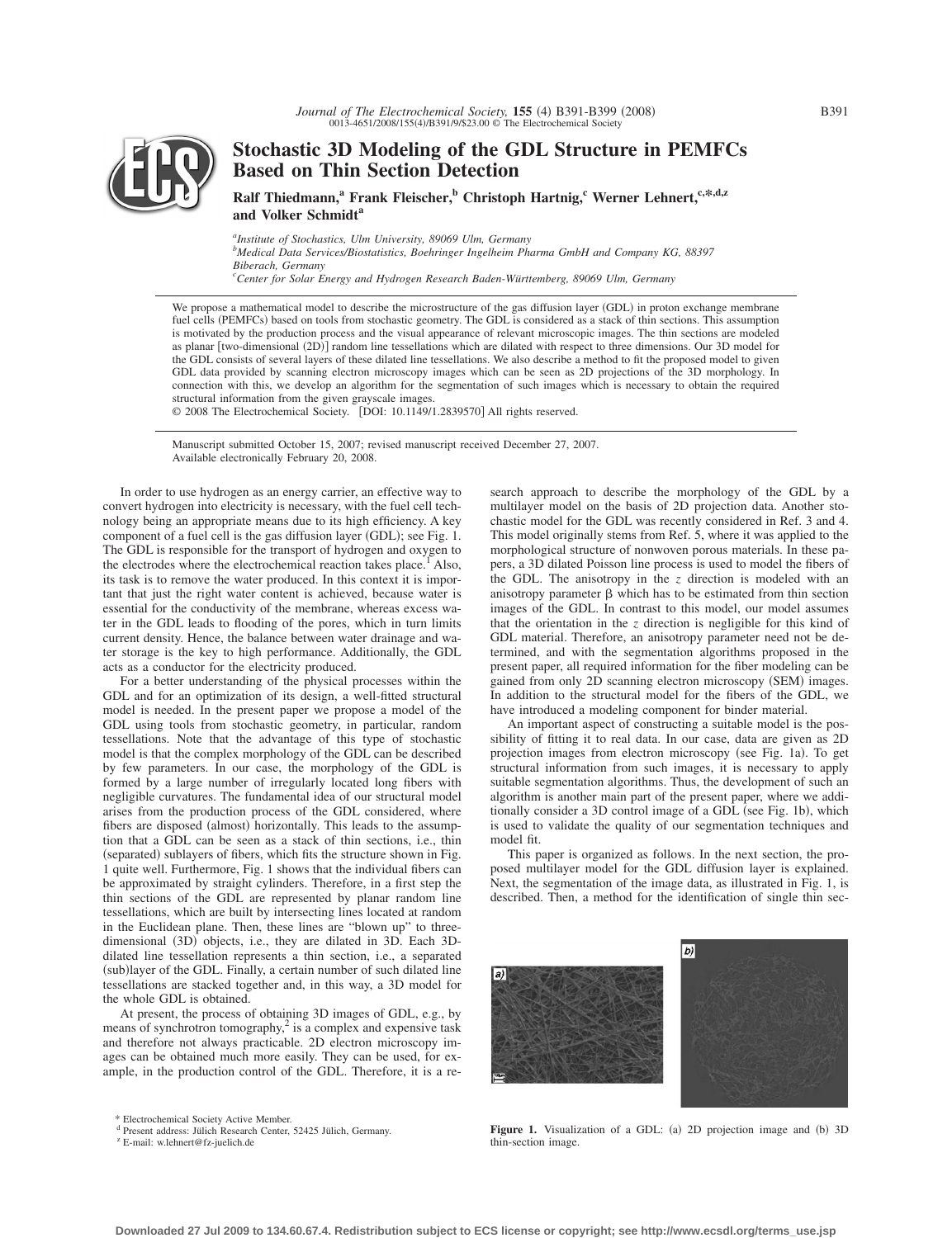# Stochastic 3D Modeling of the GDL Structure in PEMFCs Based on Thin Section Detection

**Ralf Thiedmann,[a] Frank Fleischer,[b] Christoph Hartnig,[c] Werner Lehnert,[c,*,d,z] and Volker Schmidt[a]**

[a]*Institute of Stochastics, Ulm University, 89069 Ulm, Germany*
[b]*Medical Data Services/Biostatistics, Boehringer Ingelheim Pharma GmbH and Company KG, 88397 Biberach, Germany*
[c]*Center for Solar Energy and Hydrogen Research Baden-Württemberg, 89069 Ulm, Germany*

We propose a mathematical model to describe the microstructure of the gas diffusion layer (GDL) in proton exchange membrane fuel cells (PEMFCs) based on tools from stochastic geometry. The GDL is considered as a stack of thin sections. This assumption is motivated by the production process and the visual appearance of relevant microscopic images. The thin sections are modeled as planar [two-dimensional (2D)] random line tessellations which are dilated with respect to three dimensions. Our 3D model for the GDL consists of several layers of these dilated line tessellations. We also describe a method to fit the proposed model to given GDL data provided by scanning electron microscopy images which can be seen as 2D projections of the 3D morphology. In connection with this, we develop an algorithm for the segmentation of such images which is necessary to obtain the required structural information from the given grayscale images.

© 2008 The Electrochemical Society. [DOI: 10.1149/1.2839570] All rights reserved.

Manuscript submitted October 15, 2007; revised manuscript received December 27, 2007.
Available electronically February 20, 2008.

In order to use hydrogen as an energy carrier, an effective way to convert hydrogen into electricity is necessary, with the fuel cell technology being an appropriate means due to its high efficiency. A key component of a fuel cell is the gas diffusion layer (GDL); see Fig. 1. The GDL is responsible for the transport of hydrogen and oxygen to the electrodes where the electrochemical reaction takes place.[1] Also, its task is to remove the water produced. In this context it is important that just the right water content is achieved, because water is essential for the conductivity of the membrane, whereas excess water in the GDL leads to flooding of the pores, which in turn limits current density. Hence, the balance between water drainage and water storage is the key to high performance. Additionally, the GDL acts as a conductor for the electricity produced.

For a better understanding of the physical processes within the GDL and for an optimization of its design, a well-fitted structural model is needed. In the present paper we propose a model of the GDL using tools from stochastic geometry, in particular, random tessellations. Note that the advantage of this type of stochastic model is that the complex morphology of the GDL can be described by few parameters. In our case, the morphology of the GDL is formed by a large number of irregularly located long fibers with negligible curvatures. The fundamental idea of our structural model arises from the production process of the GDL considered, where fibers are disposed (almost) horizontally. This leads to the assumption that a GDL can be seen as a stack of thin sections, i.e., thin (separated) sublayers of fibers, which fits the structure shown in Fig. 1 quite well. Furthermore, Fig. 1 shows that the individual fibers can be approximated by straight cylinders. Therefore, in a first step the thin sections of the GDL are represented by planar random line tessellations, which are built by intersecting lines located at random in the Euclidean plane. Then, these lines are "blown up" to three-dimensional (3D) objects, i.e., they are dilated in 3D. Each 3D-dilated line tessellation represents a thin section, i.e., a separated (sub)layer of the GDL. Finally, a certain number of such dilated line tessellations are stacked together and, in this way, a 3D model for the whole GDL is obtained.

At present, the process of obtaining 3D images of GDL, e.g., by means of synchrotron tomography,[2] is a complex and expensive task and therefore not always practicable. 2D electron microscopy images can be obtained much more easily. They can be used, for example, in the production control of the GDL. Therefore, it is a research approach to describe the morphology of the GDL by a multilayer model on the basis of 2D projection data. Another stochastic model for the GDL was recently considered in Ref. 3 and 4. This model originally stems from Ref. 5, where it was applied to the morphological structure of nonwoven porous materials. In these papers, a 3D dilated Poisson line process is used to model the fibers of the GDL. The anisotropy in the $z$ direction is modeled with an anisotropy parameter $\beta$ which has to be estimated from thin section images of the GDL. In contrast to this model, our model assumes that the orientation in the $z$ direction is negligible for this kind of GDL material. Therefore, an anisotropy parameter need not be determined, and with the segmentation algorithms proposed in the present paper, all required information for the fiber modeling can be gained from only 2D scanning electron microscopy (SEM) images. In addition to the structural model for the fibers of the GDL, we have introduced a modeling component for binder material.

An important aspect of constructing a suitable model is the possibility of fitting it to real data. In our case, data are given as 2D projection images from electron microscopy (see Fig. 1a). To get structural information from such images, it is necessary to apply suitable segmentation algorithms. Thus, the development of such an algorithm is another main part of the present paper, where we additionally consider a 3D control image of a GDL (see Fig. 1b), which is used to validate the quality of our segmentation techniques and model fit.

This paper is organized as follows. In the next section, the proposed multilayer model for the GDL diffusion layer is explained. Next, the segmentation of the image data, as illustrated in Fig. 1, is described. Then, a method for the identification of single thin sec-

**Figure 1.** Visualization of a GDL: (a) 2D projection image and (b) 3D thin-section image.

\* Electrochemical Society Active Member.
[d] Present address: Jülich Research Center, 52425 Jülich, Germany.
[z] E-mail: w.lehnert@fz-juelich.de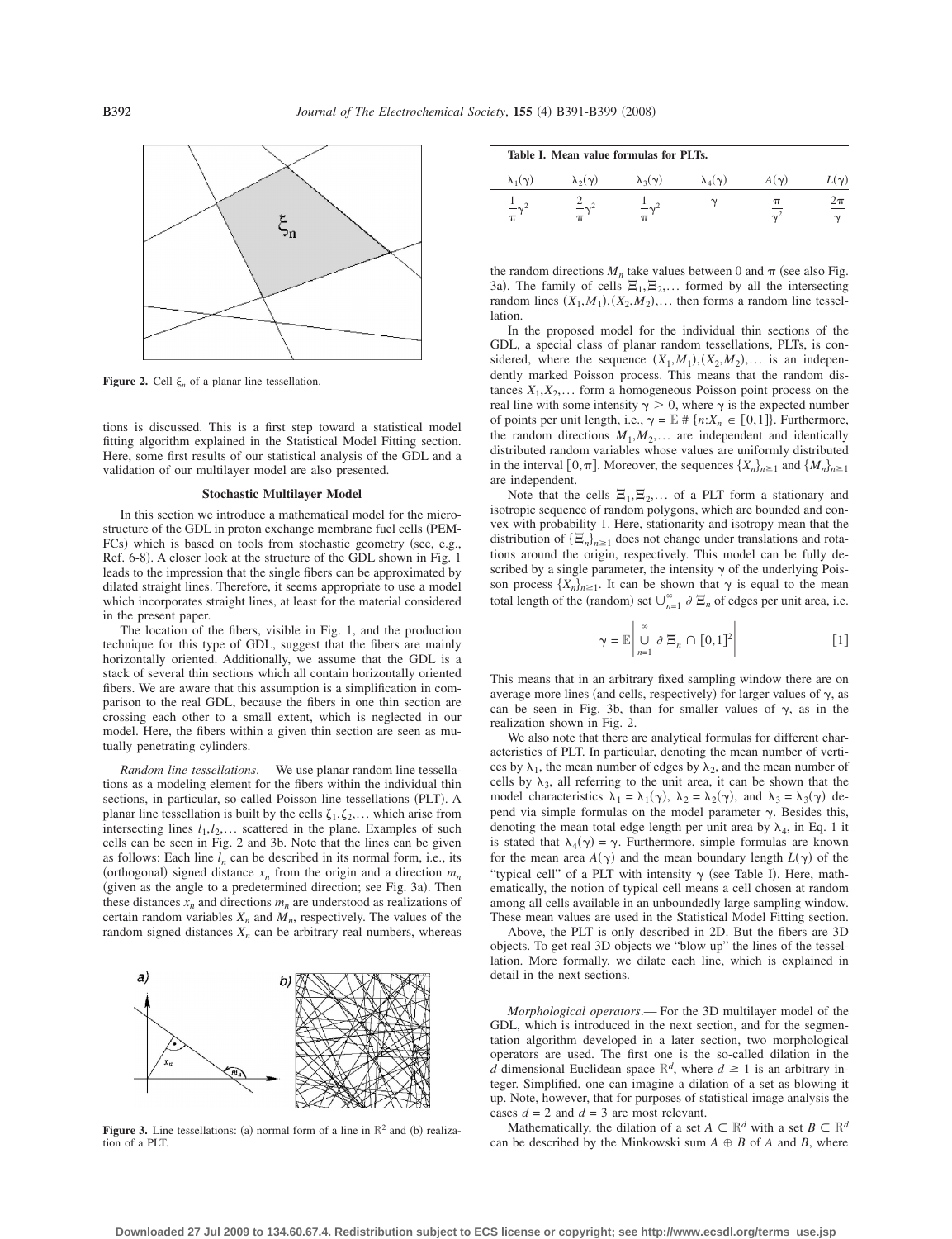**Figure 2.** Cell $\xi_n$ of a planar line tessellation.

tions is discussed. This is a first step toward a statistical model fitting algorithm explained in the Statistical Model Fitting section. Here, some first results of our statistical analysis of the GDL and a validation of our multilayer model are also presented.

## Stochastic Multilayer Model

In this section we introduce a mathematical model for the microstructure of the GDL in proton exchange membrane fuel cells (PEMFCs) which is based on tools from stochastic geometry (see, e.g., Ref. 6-8). A closer look at the structure of the GDL shown in Fig. 1 leads to the impression that the single fibers can be approximated by dilated straight lines. Therefore, it seems appropriate to use a model which incorporates straight lines, at least for the material considered in the present paper.

The location of the fibers, visible in Fig. 1, and the production technique for this type of GDL, suggest that the fibers are mainly horizontally oriented. Additionally, we assume that the GDL is a stack of several thin sections which all contain horizontally oriented fibers. We are aware that this assumption is a simplification in comparison to the real GDL, because the fibers in one thin section are crossing each other to a small extent, which is neglected in our model. Here, the fibers within a given thin section are seen as mutually penetrating cylinders.

*Random line tessellations*.— We use planar random line tessellations as a modeling element for the fibers within the individual thin sections, in particular, so-called Poisson line tessellations (PLT). A planar line tessellation is built by the cells $\zeta_1, \zeta_2, \ldots$ which arise from intersecting lines $l_1, l_2, \ldots$ scattered in the plane. Examples of such cells can be seen in Fig. 2 and 3b. Note that the lines can be given as follows: Each line $l_n$ can be described in its normal form, i.e., its (orthogonal) signed distance $x_n$ from the origin and a direction $m_n$ (given as the angle to a predetermined direction; see Fig. 3a). Then these distances $x_n$ and directions $m_n$ are understood as realizations of certain random variables $X_n$ and $M_n$, respectively. The values of the random signed distances $X_n$ can be arbitrary real numbers, whereas

**Figure 3.** Line tessellations: (a) normal form of a line in $\mathbb{R}^2$ and (b) realization of a PLT.

**Table I. Mean value formulas for PLTs.**

| $\lambda_1(\gamma)$ | $\lambda_2(\gamma)$ | $\lambda_3(\gamma)$ | $\lambda_4(\gamma)$ | $A(\gamma)$ | $L(\gamma)$ |
|---|---|---|---|---|---|
| $\frac{1}{\pi}\gamma^2$ | $\frac{2}{\pi}\gamma^2$ | $\frac{1}{\pi}\gamma^2$ | $\gamma$ | $\frac{\pi}{\gamma^2}$ | $\frac{2\pi}{\gamma}$ |

the random directions $M_n$ take values between 0 and $\pi$ (see also Fig. 3a). The family of cells $\Xi_1, \Xi_2, \ldots$ formed by all the intersecting random lines $(X_1, M_1), (X_2, M_2), \ldots$ then forms a random line tessellation.

In the proposed model for the individual thin sections of the GDL, a special class of planar random tessellations, PLTs, is considered, where the sequence $(X_1, M_1), (X_2, M_2), \ldots$ is an independently marked Poisson process. This means that the random distances $X_1, X_2, \ldots$ form a homogeneous Poisson point process on the real line with some intensity $\gamma > 0$, where $\gamma$ is the expected number of points per unit length, i.e., $\gamma = \mathbb{E}\,\#\{n : X_n \in [0,1]\}$. Furthermore, the random directions $M_1, M_2, \ldots$ are independent and identically distributed random variables whose values are uniformly distributed in the interval $[0, \pi]$. Moreover, the sequences $\{X_n\}_{n \geq 1}$ and $\{M_n\}_{n \geq 1}$ are independent.

Note that the cells $\Xi_1, \Xi_2, \ldots$ of a PLT form a stationary and isotropic sequence of random polygons, which are bounded and convex with probability 1. Here, stationarity and isotropy mean that the distribution of $\{\Xi_n\}_{n \geq 1}$ does not change under translations and rotations around the origin, respectively. This model can be fully described by a single parameter, the intensity $\gamma$ of the underlying Poisson process $\{X_n\}_{n \geq 1}$. It can be shown that $\gamma$ is equal to the mean total length of the (random) set $\cup_{n=1}^{\infty} \partial\, \Xi_n$ of edges per unit area, i.e.

$$\gamma = \mathbb{E}\left| \bigcup_{n=1}^{\infty} \partial\, \Xi_n \cap [0,1]^2 \right| \qquad [1]$$

This means that in an arbitrary fixed sampling window there are on average more lines (and cells, respectively) for larger values of $\gamma$, as can be seen in Fig. 3b, than for smaller values of $\gamma$, as in the realization shown in Fig. 2.

We also note that there are analytical formulas for different characteristics of PLT. In particular, denoting the mean number of vertices by $\lambda_1$, the mean number of edges by $\lambda_2$, and the mean number of cells by $\lambda_3$, all referring to the unit area, it can be shown that the model characteristics $\lambda_1 = \lambda_1(\gamma)$, $\lambda_2 = \lambda_2(\gamma)$, and $\lambda_3 = \lambda_3(\gamma)$ depend via simple formulas on the model parameter $\gamma$. Besides this, denoting the mean total edge length per unit area by $\lambda_4$, in Eq. 1 it is stated that $\lambda_4(\gamma) = \gamma$. Furthermore, simple formulas are known for the mean area $A(\gamma)$ and the mean boundary length $L(\gamma)$ of the "typical cell" of a PLT with intensity $\gamma$ (see Table I). Here, mathematically, the notion of typical cell means a cell chosen at random among all cells available in an unboundedly large sampling window. These mean values are used in the Statistical Model Fitting section.

Above, the PLT is only described in 2D. But the fibers are 3D objects. To get real 3D objects we "blow up" the lines of the tessellation. More formally, we dilate each line, which is explained in detail in the next sections.

*Morphological operators*.— For the 3D multilayer model of the GDL, which is introduced in the next section, and for the segmentation algorithm developed in a later section, two morphological operators are used. The first one is the so-called dilation in the $d$-dimensional Euclidean space $\mathbb{R}^d$, where $d \geq 1$ is an arbitrary integer. Simplified, one can imagine a dilation of a set as blowing it up. Note, however, that for purposes of statistical image analysis the cases $d = 2$ and $d = 3$ are most relevant.

Mathematically, the dilation of a set $A \subset \mathbb{R}^d$ with a set $B \subset \mathbb{R}^d$ can be described by the Minkowski sum $A \oplus B$ of $A$ and $B$, where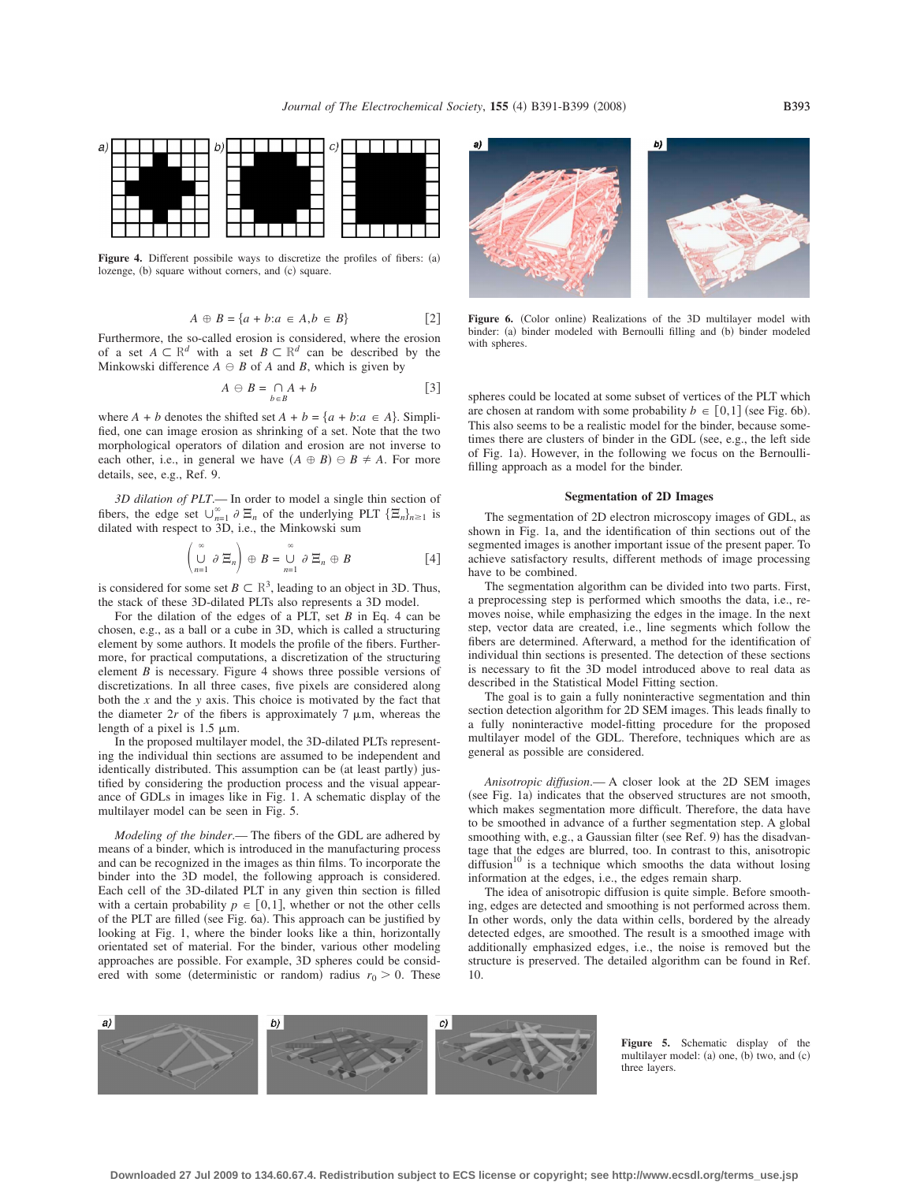Figure 4. Different possibile ways to discretize the profiles of fibers: (a) lozenge, (b) square without corners, and (c) square.

$$A \oplus B = \{a + b : a \in A, b \in B\} \quad [2]$$

Furthermore, the so-called erosion is considered, where the erosion of a set $A \subset \mathbb{R}^d$ with a set $B \subset \mathbb{R}^d$ can be described by the Minkowski difference $A \ominus B$ of $A$ and $B$, which is given by

$$A \ominus B = \bigcap_{b \in B} A + b \quad [3]$$

where $A + b$ denotes the shifted set $A + b = \{a + b : a \in A\}$. Simplified, one can image erosion as shrinking of a set. Note that the two morphological operators of dilation and erosion are not inverse to each other, i.e., in general we have $(A \oplus B) \ominus B \neq A$. For more details, see, e.g., Ref. 9.

*3D dilation of PLT.*— In order to model a single thin section of fibers, the edge set $\cup_{n=1}^{\infty} \partial \Xi_n$ of the underlying PLT $\{\Xi_n\}_{n \geq 1}$ is dilated with respect to 3D, i.e., the Minkowski sum

$$\left( \bigcup_{n=1}^{\infty} \partial \Xi_n \right) \oplus B = \bigcup_{n=1}^{\infty} \partial \Xi_n \oplus B \quad [4]$$

is considered for some set $B \subset \mathbb{R}^3$, leading to an object in 3D. Thus, the stack of these 3D-dilated PLTs also represents a 3D model.

For the dilation of the edges of a PLT, set $B$ in Eq. 4 can be chosen, e.g., as a ball or a cube in 3D, which is called a structuring element by some authors. It models the profile of the fibers. Furthermore, for practical computations, a discretization of the structuring element $B$ is necessary. Figure 4 shows three possible versions of discretizations. In all three cases, five pixels are considered along both the $x$ and the $y$ axis. This choice is motivated by the fact that the diameter $2r$ of the fibers is approximately 7 μm, whereas the length of a pixel is 1.5 μm.

In the proposed multilayer model, the 3D-dilated PLTs representing the individual thin sections are assumed to be independent and identically distributed. This assumption can be (at least partly) justified by considering the production process and the visual appearance of GDLs in images like in Fig. 1. A schematic display of the multilayer model can be seen in Fig. 5.

*Modeling of the binder.*— The fibers of the GDL are adhered by means of a binder, which is introduced in the manufacturing process and can be recognized in the images as thin films. To incorporate the binder into the 3D model, the following approach is considered. Each cell of the 3D-dilated PLT in any given thin section is filled with a certain probability $p \in [0,1]$, whether or not the other cells of the PLT are filled (see Fig. 6a). This approach can be justified by looking at Fig. 1, where the binder looks like a thin, horizontally orientated set of material. For the binder, various other modeling approaches are possible. For example, 3D spheres could be considered with some (deterministic or random) radius $r_0 > 0$. These spheres could be located at some subset of vertices of the PLT which are chosen at random with some probability $b \in [0,1]$ (see Fig. 6b). This also seems to be a realistic model for the binder, because sometimes there are clusters of binder in the GDL (see, e.g., the left side of Fig. 1a). However, in the following we focus on the Bernoulli-filling approach as a model for the binder.

Figure 6. (Color online) Realizations of the 3D multilayer model with binder: (a) binder modeled with Bernoulli filling and (b) binder modeled with spheres.

## Segmentation of 2D Images

The segmentation of 2D electron microscopy images of GDL, as shown in Fig. 1a, and the identification of thin sections out of the segmented images is another important issue of the present paper. To achieve satisfactory results, different methods of image processing have to be combined.

The segmentation algorithm can be divided into two parts. First, a preprocessing step is performed which smooths the data, i.e., removes noise, while emphasizing the edges in the image. In the next step, vector data are created, i.e., line segments which follow the fibers are determined. Afterward, a method for the identification of individual thin sections is presented. The detection of these sections is necessary to fit the 3D model introduced above to real data as described in the Statistical Model Fitting section.

The goal is to gain a fully noninteractive segmentation and thin section detection algorithm for 2D SEM images. This leads finally to a fully noninteractive model-fitting procedure for the proposed multilayer model of the GDL. Therefore, techniques which are as general as possible are considered.

*Anisotropic diffusion.*— A closer look at the 2D SEM images (see Fig. 1a) indicates that the observed structures are not smooth, which makes segmentation more difficult. Therefore, the data have to be smoothed in advance of a further segmentation step. A global smoothing with, e.g., a Gaussian filter (see Ref. 9) has the disadvantage that the edges are blurred, too. In contrast to this, anisotropic diffusion[10] is a technique which smooths the data without losing information at the edges, i.e., the edges remain sharp.

The idea of anisotropic diffusion is quite simple. Before smoothing, edges are detected and smoothing is not performed across them. In other words, only the data within cells, bordered by the already detected edges, are smoothed. The result is a smoothed image with additionally emphasized edges, i.e., the noise is removed but the structure is preserved. The detailed algorithm can be found in Ref. 10.

Figure 5. Schematic display of the multilayer model: (a) one, (b) two, and (c) three layers.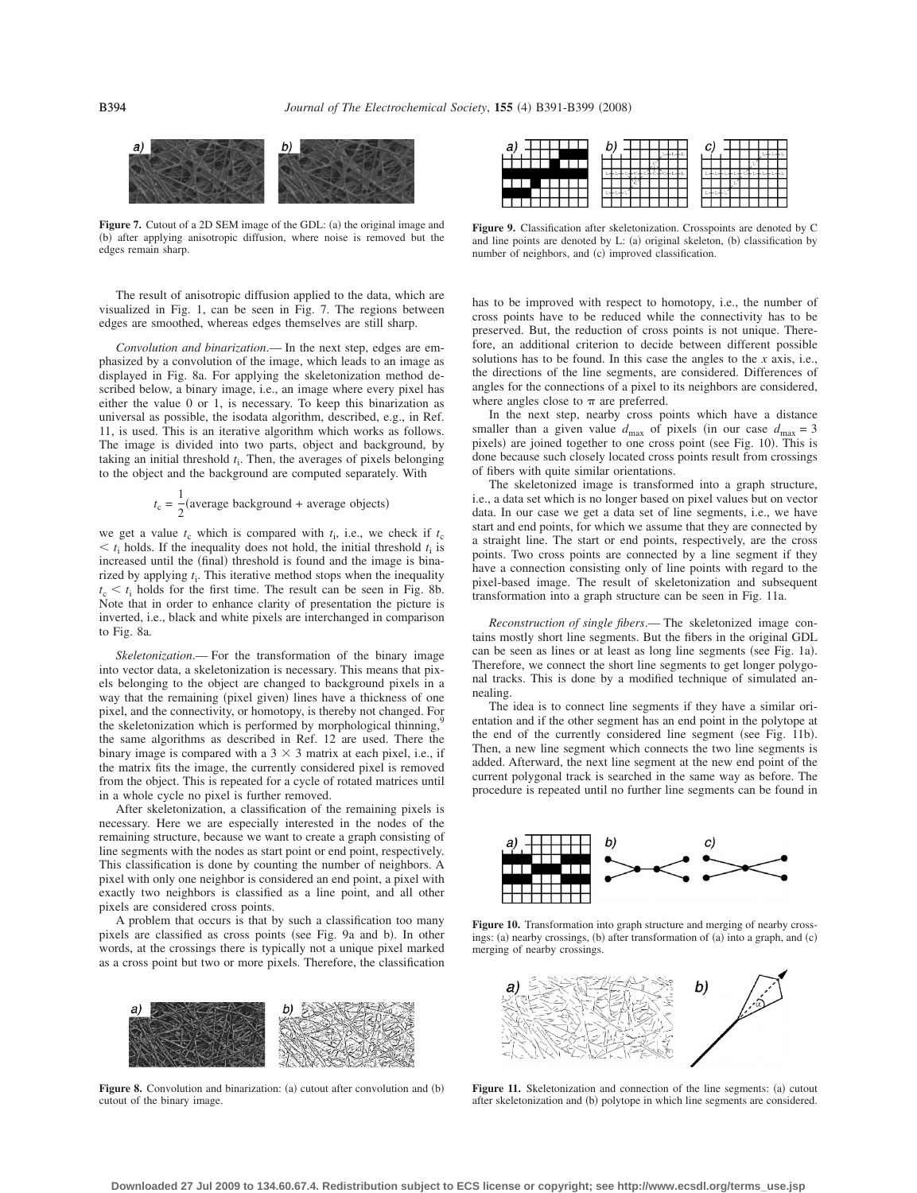Figure 7. Cutout of a 2D SEM image of the GDL: (a) the original image and (b) after applying anisotropic diffusion, where noise is removed but the edges remain sharp.

The result of anisotropic diffusion applied to the data, which are visualized in Fig. 1, can be seen in Fig. 7. The regions between edges are smoothed, whereas edges themselves are still sharp.

*Convolution and binarization*.— In the next step, edges are emphasized by a convolution of the image, which leads to an image as displayed in Fig. 8a. For applying the skeletonization method described below, a binary image, i.e., an image where every pixel has either the value 0 or 1, is necessary. To keep this binarization as universal as possible, the isodata algorithm, described, e.g., in Ref. 11, is used. This is an iterative algorithm which works as follows. The image is divided into two parts, object and background, by taking an initial threshold $t_i$. Then, the averages of pixels belonging to the object and the background are computed separately. With

$$t_c = \frac{1}{2}(\text{average background} + \text{average objects})$$

we get a value $t_c$ which is compared with $t_i$, i.e., we check if $t_c < t_i$ holds. If the inequality does not hold, the initial threshold $t_i$ is increased until the (final) threshold is found and the image is binarized by applying $t_i$. This iterative method stops when the inequality $t_c < t_i$ holds for the first time. The result can be seen in Fig. 8b. Note that in order to enhance clarity of presentation the picture is inverted, i.e., black and white pixels are interchanged in comparison to Fig. 8a.

*Skeletonization*.— For the transformation of the binary image into vector data, a skeletonization is necessary. This means that pixels belonging to the object are changed to background pixels in a way that the remaining (pixel given) lines have a thickness of one pixel, and the connectivity, or homotopy, is thereby not changed. For the skeletonization which is performed by morphological thinning,[9] the same algorithms as described in Ref. 12 are used. There the binary image is compared with a $3 \times 3$ matrix at each pixel, i.e., if the matrix fits the image, the currently considered pixel is removed from the object. This is repeated for a cycle of rotated matrices until in a whole cycle no pixel is further removed.

After skeletonization, a classification of the remaining pixels is necessary. Here we are especially interested in the nodes of the remaining structure, because we want to create a graph consisting of line segments with the nodes as start point or end point, respectively. This classification is done by counting the number of neighbors. A pixel with only one neighbor is considered an end point, a pixel with exactly two neighbors is classified as a line point, and all other pixels are considered cross points.

A problem that occurs is that by such a classification too many pixels are classified as cross points (see Fig. 9a and b). In other words, at the crossings there is typically not a unique pixel marked as a cross point but two or more pixels. Therefore, the classification

Figure 8. Convolution and binarization: (a) cutout after convolution and (b) cutout of the binary image.

Figure 9. Classification after skeletonization. Crosspoints are denoted by C and line points are denoted by L: (a) original skeleton, (b) classification by number of neighbors, and (c) improved classification.

has to be improved with respect to homotopy, i.e., the number of cross points have to be reduced while the connectivity has to be preserved. But, the reduction of cross points is not unique. Therefore, an additional criterion to decide between different possible solutions has to be found. In this case the angles to the $x$ axis, i.e., the directions of the line segments, are considered. Differences of angles for the connections of a pixel to its neighbors are considered, where angles close to $\pi$ are preferred.

In the next step, nearby cross points which have a distance smaller than a given value $d_{max}$ of pixels (in our case $d_{max} = 3$ pixels) are joined together to one cross point (see Fig. 10). This is done because such closely located cross points result from crossings of fibers with quite similar orientations.

The skeletonized image is transformed into a graph structure, i.e., a data set which is no longer based on pixel values but on vector data. In our case we get a data set of line segments, i.e., we have start and end points, for which we assume that they are connected by a straight line. The start or end points, respectively, are the cross points. Two cross points are connected by a line segment if they have a connection consisting only of line points with regard to the pixel-based image. The result of skeletonization and subsequent transformation into a graph structure can be seen in Fig. 11a.

*Reconstruction of single fibers*.— The skeletonized image contains mostly short line segments. But the fibers in the original GDL can be seen as lines or at least as long line segments (see Fig. 1a). Therefore, we connect the short line segments to get longer polygonal tracks. This is done by a modified technique of simulated annealing.

The idea is to connect line segments if they have a similar orientation and if the other segment has an end point in the polytope at the end of the currently considered line segment (see Fig. 11b). Then, a new line segment which connects the two line segments is added. Afterward, the next line segment at the new end point of the current polygonal track is searched in the same way as before. The procedure is repeated until no further line segments can be found in

Figure 10. Transformation into graph structure and merging of nearby crossings: (a) nearby crossings, (b) after transformation of (a) into a graph, and (c) merging of nearby crossings.

Figure 11. Skeletonization and connection of the line segments: (a) cutout after skeletonization and (b) polytope in which line segments are considered.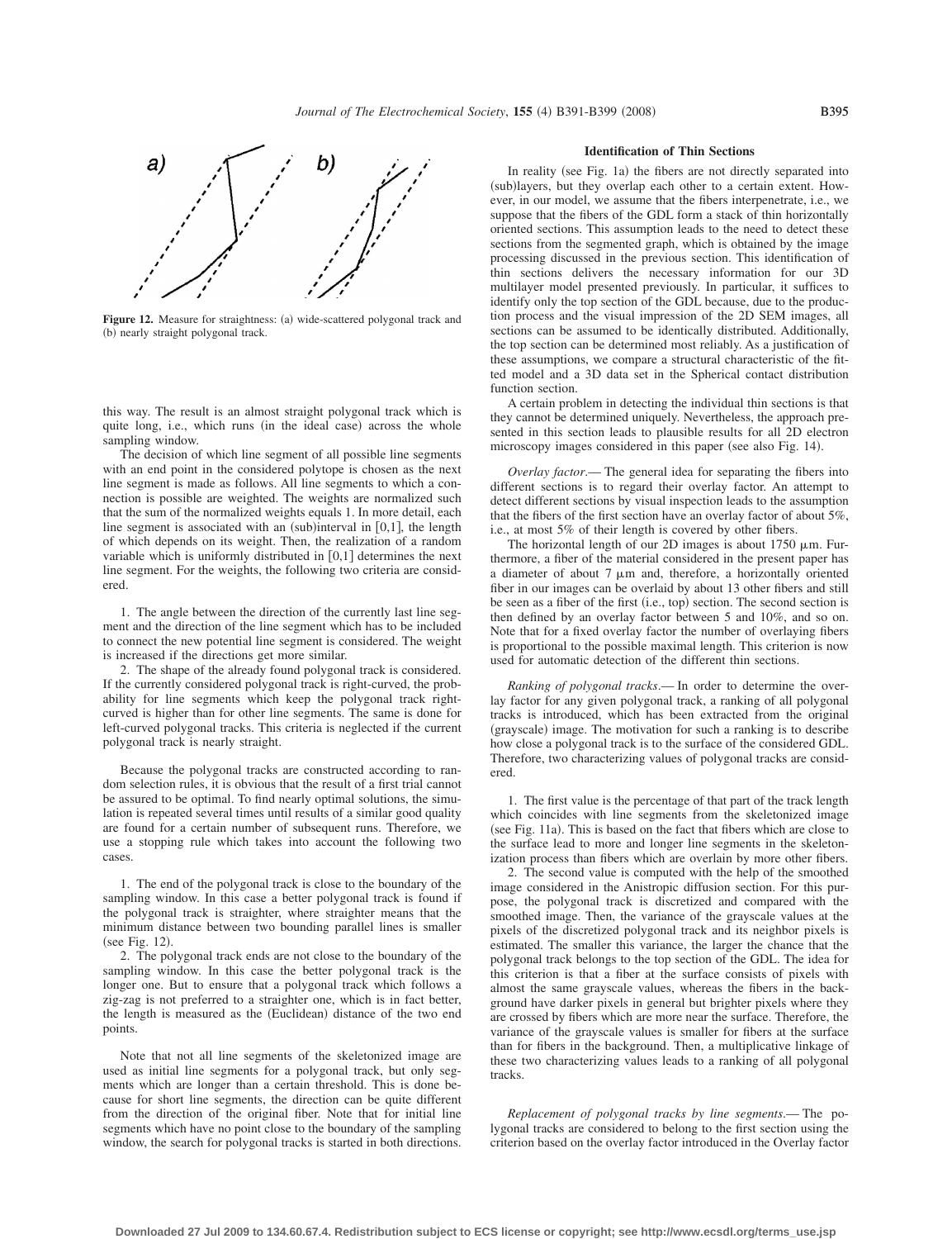a) b)

**Figure 12.** Measure for straightness: (a) wide-scattered polygonal track and (b) nearly straight polygonal track.

this way. The result is an almost straight polygonal track which is quite long, i.e., which runs (in the ideal case) across the whole sampling window.

The decision of which line segment of all possible line segments with an end point in the considered polytope is chosen as the next line segment is made as follows. All line segments to which a connection is possible are weighted. The weights are normalized such that the sum of the normalized weights equals 1. In more detail, each line segment is associated with an (sub)interval in $[0,1]$, the length of which depends on its weight. Then, the realization of a random variable which is uniformly distributed in $[0,1]$ determines the next line segment. For the weights, the following two criteria are considered.

1. The angle between the direction of the currently last line segment and the direction of the line segment which has to be included to connect the new potential line segment is considered. The weight is increased if the directions get more similar.
2. The shape of the already found polygonal track is considered. If the currently considered polygonal track is right-curved, the probability for line segments which keep the polygonal track right-curved is higher than for other line segments. The same is done for left-curved polygonal tracks. This criteria is neglected if the current polygonal track is nearly straight.

Because the polygonal tracks are constructed according to random selection rules, it is obvious that the result of a first trial cannot be assured to be optimal. To find nearly optimal solutions, the simulation is repeated several times until results of a similar good quality are found for a certain number of subsequent runs. Therefore, we use a stopping rule which takes into account the following two cases.

1. The end of the polygonal track is close to the boundary of the sampling window. In this case a better polygonal track is found if the polygonal track is straighter, where straighter means that the minimum distance between two bounding parallel lines is smaller (see Fig. 12).
2. The polygonal track ends are not close to the boundary of the sampling window. In this case the better polygonal track is the longer one. But to ensure that a polygonal track which follows a zig-zag is not preferred to a straighter one, which is in fact better, the length is measured as the (Euclidean) distance of the two end points.

Note that not all line segments of the skeletonized image are used as initial line segments for a polygonal track, but only segments which are longer than a certain threshold. This is done because for short line segments, the direction can be quite different from the direction of the original fiber. Note that for initial line segments which have no point close to the boundary of the sampling window, the search for polygonal tracks is started in both directions.

## Identification of Thin Sections

In reality (see Fig. 1a) the fibers are not directly separated into (sub)layers, but they overlap each other to a certain extent. However, in our model, we assume that the fibers interpenetrate, i.e., we suppose that the fibers of the GDL form a stack of thin horizontally oriented sections. This assumption leads to the need to detect these sections from the segmented graph, which is obtained by the image processing discussed in the previous section. This identification of thin sections delivers the necessary information for our 3D multilayer model presented previously. In particular, it suffices to identify only the top section of the GDL because, due to the production process and the visual impression of the 2D SEM images, all sections can be assumed to be identically distributed. Additionally, the top section can be determined most reliably. As a justification of these assumptions, we compare a structural characteristic of the fitted model and a 3D data set in the Spherical contact distribution function section.

A certain problem in detecting the individual thin sections is that they cannot be determined uniquely. Nevertheless, the approach presented in this section leads to plausible results for all 2D electron microscopy images considered in this paper (see also Fig. 14).

*Overlay factor*.— The general idea for separating the fibers into different sections is to regard their overlay factor. An attempt to detect different sections by visual inspection leads to the assumption that the fibers of the first section have an overlay factor of about 5%, i.e., at most 5% of their length is covered by other fibers.

The horizontal length of our 2D images is about 1750 μm. Furthermore, a fiber of the material considered in the present paper has a diameter of about 7 μm and, therefore, a horizontally oriented fiber in our images can be overlaid by about 13 other fibers and still be seen as a fiber of the first (i.e., top) section. The second section is then defined by an overlay factor between 5 and 10%, and so on. Note that for a fixed overlay factor the number of overlaying fibers is proportional to the possible maximal length. This criterion is now used for automatic detection of the different thin sections.

*Ranking of polygonal tracks*.— In order to determine the overlay factor for any given polygonal track, a ranking of all polygonal tracks is introduced, which has been extracted from the original (grayscale) image. The motivation for such a ranking is to describe how close a polygonal track is to the surface of the considered GDL. Therefore, two characterizing values of polygonal tracks are considered.

1. The first value is the percentage of that part of the track length which coincides with line segments from the skeletonized image (see Fig. 11a). This is based on the fact that fibers which are close to the surface lead to more and longer line segments in the skeletonization process than fibers which are overlain by more other fibers.
2. The second value is computed with the help of the smoothed image considered in the Anistropic diffusion section. For this purpose, the polygonal track is discretized and compared with the smoothed image. Then, the variance of the grayscale values at the pixels of the discretized polygonal track and its neighbor pixels is estimated. The smaller this variance, the larger the chance that the polygonal track belongs to the top section of the GDL. The idea for this criterion is that a fiber at the surface consists of pixels with almost the same grayscale values, whereas the fibers in the background have darker pixels in general but brighter pixels where they are crossed by fibers which are more near the surface. Therefore, the variance of the grayscale values is smaller for fibers at the surface than for fibers in the background. Then, a multiplicative linkage of these two characterizing values leads to a ranking of all polygonal tracks.

*Replacement of polygonal tracks by line segments*.— The polygonal tracks are considered to belong to the first section using the criterion based on the overlay factor introduced in the Overlay factor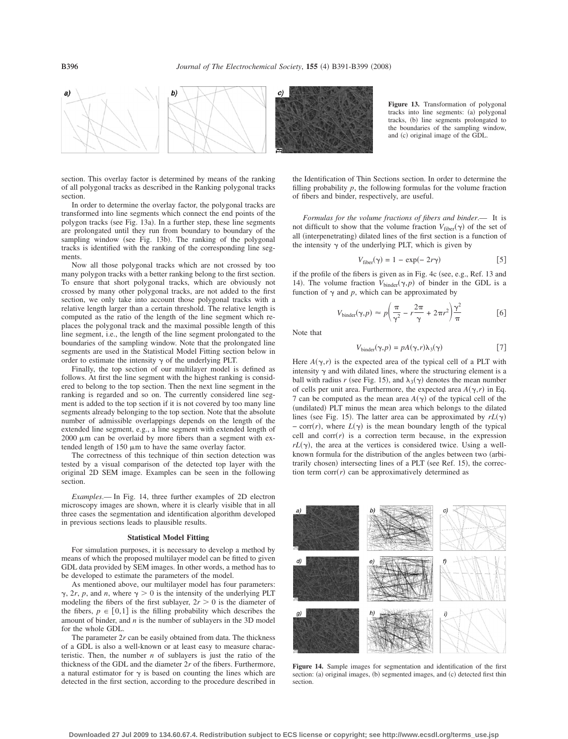**Figure 13.** Transformation of polygonal tracks into line segments: (a) polygonal tracks, (b) line segments prolongated to the boundaries of the sampling window, and (c) original image of the GDL.

section. This overlay factor is determined by means of the ranking of all polygonal tracks as described in the Ranking polygonal tracks section.

In order to determine the overlay factor, the polygonal tracks are transformed into line segments which connect the end points of the polygon tracks (see Fig. 13a). In a further step, these line segments are prolongated until they run from boundary to boundary of the sampling window (see Fig. 13b). The ranking of the polygonal tracks is identified with the ranking of the corresponding line segments.

Now all those polygonal tracks which are not crossed by too many polygon tracks with a better ranking belong to the first section. To ensure that short polygonal tracks, which are obviously not crossed by many other polygonal tracks, are not added to the first section, we only take into account those polygonal tracks with a relative length larger than a certain threshold. The relative length is computed as the ratio of the length of the line segment which replaces the polygonal track and the maximal possible length of this line segment, i.e., the length of the line segment prolongated to the boundaries of the sampling window. Note that the prolongated line segments are used in the Statistical Model Fitting section below in order to estimate the intensity $\gamma$ of the underlying PLT.

Finally, the top section of our multilayer model is defined as follows. At first the line segment with the highest ranking is considered to belong to the top section. Then the next line segment in the ranking is regarded and so on. The currently considered line segment is added to the top section if it is not covered by too many line segments already belonging to the top section. Note that the absolute number of admissible overlappings depends on the length of the extended line segment, e.g., a line segment with extended length of 2000 μm can be overlaid by more fibers than a segment with extended length of 150 μm to have the same overlay factor.

The correctness of this technique of thin section detection was tested by a visual comparison of the detected top layer with the original 2D SEM image. Examples can be seen in the following section.

*Examples*.— In Fig. 14, three further examples of 2D electron microscopy images are shown, where it is clearly visible that in all three cases the segmentation and identification algorithm developed in previous sections leads to plausible results.

## Statistical Model Fitting

For simulation purposes, it is necessary to develop a method by means of which the proposed multilayer model can be fitted to given GDL data provided by SEM images. In other words, a method has to be developed to estimate the parameters of the model.

As mentioned above, our multilayer model has four parameters: $\gamma$, $2r$, $p$, and $n$, where $\gamma > 0$ is the intensity of the underlying PLT modeling the fibers of the first sublayer, $2r > 0$ is the diameter of the fibers, $p \in [0,1]$ is the filling probability which describes the amount of binder, and $n$ is the number of sublayers in the 3D model for the whole GDL.

The parameter $2r$ can be easily obtained from data. The thickness of a GDL is also a well-known or at least easy to measure characteristic. Then, the number $n$ of sublayers is just the ratio of the thickness of the GDL and the diameter $2r$ of the fibers. Furthermore, a natural estimator for $\gamma$ is based on counting the lines which are detected in the first section, according to the procedure described in the Identification of Thin Sections section. In order to determine the filling probability $p$, the following formulas for the volume fraction of fibers and binder, respectively, are useful.

*Formulas for the volume fractions of fibers and binder*.— It is not difficult to show that the volume fraction $V_{\text{fiber}}(\gamma)$ of the set of all (interpenetrating) dilated lines of the first section is a function of the intensity $\gamma$ of the underlying PLT, which is given by

$$V_{\text{fiber}}(\gamma) = 1 - \exp(-2r\gamma) \quad [5]$$

if the profile of the fibers is given as in Fig. 4c (see, e.g., Ref. 13 and 14). The volume fraction $V_{\text{binder}}(\gamma,p)$ of binder in the GDL is a function of $\gamma$ and $p$, which can be approximated by

$$V_{\text{binder}}(\gamma,p) \approx p\left(\frac{\pi}{\gamma^2} - r\frac{2\pi}{\gamma} + 2\pi r^2\right)\frac{\gamma^2}{\pi} \quad [6]$$

Note that

$$V_{\text{binder}}(\gamma,p) = pA(\gamma,r)\lambda_3(\gamma) \quad [7]$$

Here $A(\gamma,r)$ is the expected area of the typical cell of a PLT with intensity $\gamma$ and with dilated lines, where the structuring element is a ball with radius $r$ (see Fig. 15), and $\lambda_3(\gamma)$ denotes the mean number of cells per unit area. Furthermore, the expected area $A(\gamma,r)$ in Eq. 7 can be computed as the mean area $A(\gamma)$ of the typical cell of the (undilated) PLT minus the mean area which belongs to the dilated lines (see Fig. 15). The latter area can be approximated by $rL(\gamma) - \text{corr}(r)$, where $L(\gamma)$ is the mean boundary length of the typical cell and $\text{corr}(r)$ is a correction term because, in the expression $rL(\gamma)$, the area at the vertices is considered twice. Using a well-known formula for the distribution of the angles between two (arbitrarily chosen) intersecting lines of a PLT (see Ref. 15), the correction term $\text{corr}(r)$ can be approximatively determined as

**Figure 14.** Sample images for segmentation and identification of the first section: (a) original images, (b) segmented images, and (c) detected first thin section.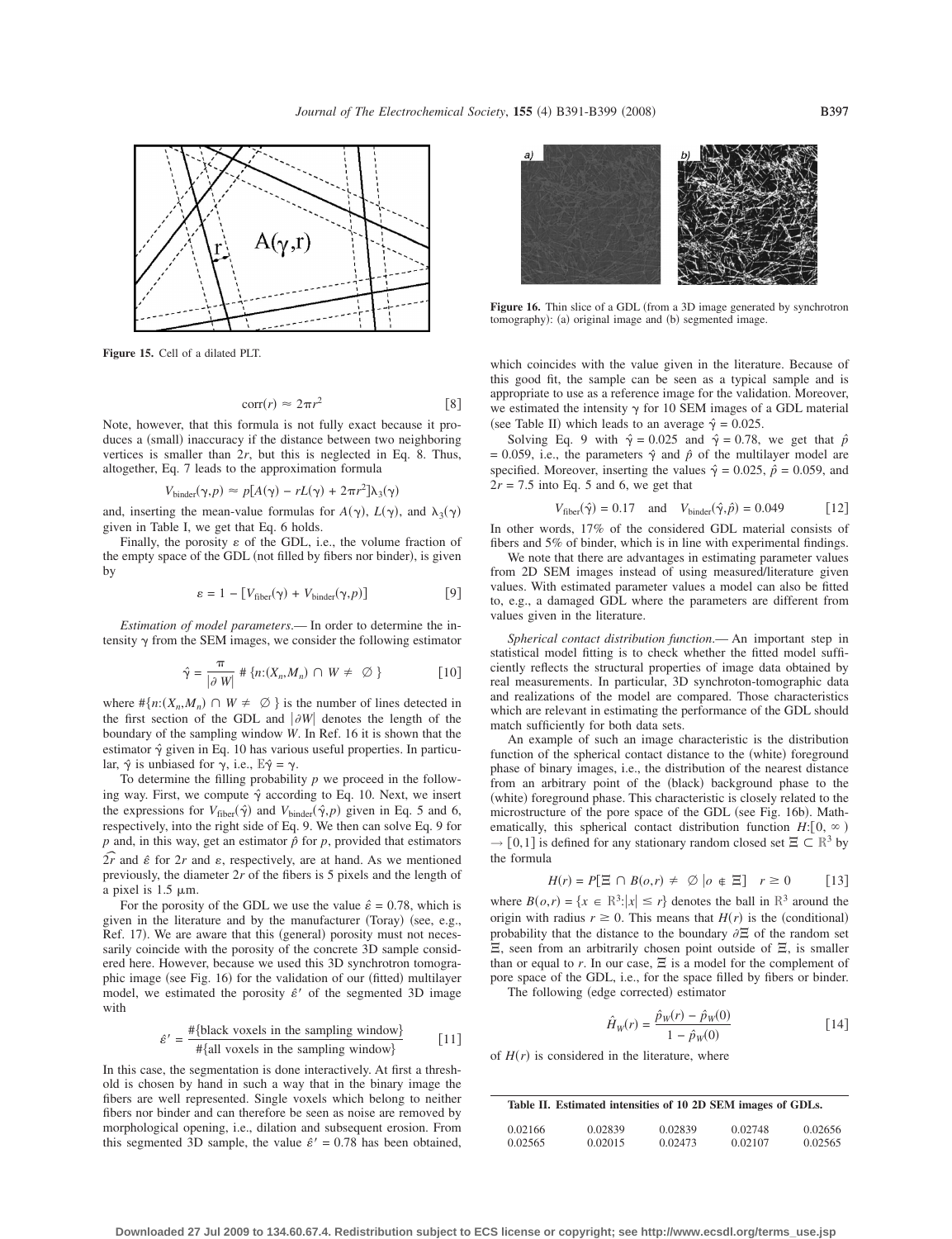Figure 15. Cell of a dilated PLT.

$$\text{corr}(r) \approx 2\pi r^2 \quad [8]$$

Note, however, that this formula is not fully exact because it produces a (small) inaccuracy if the distance between two neighboring vertices is smaller than $2r$, but this is neglected in Eq. 8. Thus, altogether, Eq. 7 leads to the approximation formula

$$V_{\text{binder}}(\gamma,p) \approx p[A(\gamma) - rL(\gamma) + 2\pi r^2]\lambda_3(\gamma)$$

and, inserting the mean-value formulas for $A(\gamma)$, $L(\gamma)$, and $\lambda_3(\gamma)$ given in Table I, we get that Eq. 6 holds.

Finally, the porosity $\varepsilon$ of the GDL, i.e., the volume fraction of the empty space of the GDL (not filled by fibers nor binder), is given by

$$\varepsilon = 1 - [V_{\text{fiber}}(\gamma) + V_{\text{binder}}(\gamma,p)] \quad [9]$$

*Estimation of model parameters.*— In order to determine the intensity $\gamma$ from the SEM images, we consider the following estimator

$$\hat{\gamma} = \frac{\pi}{|\partial W|} \# \{n:(X_n,M_n) \cap W \neq \emptyset\} \quad [10]$$

where $\#\{n:(X_n,M_n) \cap W \neq \emptyset\}$ is the number of lines detected in the first section of the GDL and $|\partial W|$ denotes the length of the boundary of the sampling window $W$. In Ref. 16 it is shown that the estimator $\hat{\gamma}$ given in Eq. 10 has various useful properties. In particular, $\hat{\gamma}$ is unbiased for $\gamma$, i.e., $\mathbb{E}\hat{\gamma} = \gamma$.

To determine the filling probability $p$ we proceed in the following way. First, we compute $\hat{\gamma}$ according to Eq. 10. Next, we insert the expressions for $V_{\text{fiber}}(\hat{\gamma})$ and $V_{\text{binder}}(\hat{\gamma},p)$ given in Eq. 5 and 6, respectively, into the right side of Eq. 9. We then can solve Eq. 9 for $p$ and, in this way, get an estimator $\hat{p}$ for $p$, provided that estimators $\widehat{2r}$ and $\hat{\varepsilon}$ for $2r$ and $\varepsilon$, respectively, are at hand. As we mentioned previously, the diameter $2r$ of the fibers is 5 pixels and the length of a pixel is 1.5 μm.

For the porosity of the GDL we use the value $\hat{\varepsilon} = 0.78$, which is given in the literature and by the manufacturer (Toray) (see, e.g., Ref. 17). We are aware that this (general) porosity must not necessarily coincide with the porosity of the concrete 3D sample considered here. However, because we used this 3D synchrotron tomographic image (see Fig. 16) for the validation of our (fitted) multilayer model, we estimated the porosity $\hat{\varepsilon}'$ of the segmented 3D image with

$$\hat{\varepsilon}' = \frac{\#\{\text{black voxels in the sampling window}\}}{\#\{\text{all voxels in the sampling window}\}} \quad [11]$$

In this case, the segmentation is done interactively. At first a threshold is chosen by hand in such a way that in the binary image the fibers are well represented. Single voxels which belong to neither fibers nor binder and can therefore be seen as noise are removed by morphological opening, i.e., dilation and subsequent erosion. From this segmented 3D sample, the value $\hat{\varepsilon}' = 0.78$ has been obtained, which coincides with the value given in the literature. Because of this good fit, the sample can be seen as a typical sample and is appropriate to use as a reference image for the validation. Moreover, we estimated the intensity $\gamma$ for 10 SEM images of a GDL material (see Table II) which leads to an average $\hat{\gamma} = 0.025$.

Figure 16. Thin slice of a GDL (from a 3D image generated by synchrotron tomography): (a) original image and (b) segmented image.

Solving Eq. 9 with $\hat{\gamma} = 0.025$ and $\hat{\gamma} = 0.78$, we get that $\hat{p} = 0.059$, i.e., the parameters $\hat{\gamma}$ and $\hat{p}$ of the multilayer model are specified. Moreover, inserting the values $\hat{\gamma} = 0.025$, $\hat{p} = 0.059$, and $2r = 7.5$ into Eq. 5 and 6, we get that

$$V_{\text{fiber}}(\hat{\gamma}) = 0.17 \quad \text{and} \quad V_{\text{binder}}(\hat{\gamma},\hat{p}) = 0.049 \quad [12]$$

In other words, 17% of the considered GDL material consists of fibers and 5% of binder, which is in line with experimental findings.

We note that there are advantages in estimating parameter values from 2D SEM images instead of using measured/literature given values. With estimated parameter values a model can also be fitted to, e.g., a damaged GDL where the parameters are different from values given in the literature.

*Spherical contact distribution function.*— An important step in statistical model fitting is to check whether the fitted model sufficiently reflects the structural properties of image data obtained by real measurements. In particular, 3D synchroton-tomographic data and realizations of the model are compared. Those characteristics which are relevant in estimating the performance of the GDL should match sufficiently for both data sets.

An example of such an image characteristic is the distribution function of the spherical contact distance to the (white) foreground phase of binary images, i.e., the distribution of the nearest distance from an arbitrary point of the (black) background phase to the (white) foreground phase. This characteristic is closely related to the microstructure of the pore space of the GDL (see Fig. 16b). Mathematically, this spherical contact distribution function $H:[0,\infty) \to [0,1]$ is defined for any stationary random closed set $\Xi \subset \mathbb{R}^3$ by the formula

$$H(r) = P[\Xi \cap B(o,r) \neq \emptyset \,|\, o \notin \Xi] \quad r \geq 0 \quad [13]$$

where $B(o,r) = \{x \in \mathbb{R}^3:|x| \leq r\}$ denotes the ball in $\mathbb{R}^3$ around the origin with radius $r \geq 0$. This means that $H(r)$ is the (conditional) probability that the distance to the boundary $\partial\Xi$ of the random set $\Xi$, seen from an arbitrarily chosen point outside of $\Xi$, is smaller than or equal to $r$. In our case, $\Xi$ is a model for the complement of pore space of the GDL, i.e., for the space filled by fibers or binder.

The following (edge corrected) estimator

$$\hat{H}_W(r) = \frac{\hat{p}_W(r) - \hat{p}_W(0)}{1 - \hat{p}_W(0)} \quad [14]$$

of $H(r)$ is considered in the literature, where

**Table II. Estimated intensities of 10 2D SEM images of GDLs.**

| | | | | |
|---|---|---|---|---|
| 0.02166 | 0.02839 | 0.02839 | 0.02748 | 0.02656 |
| 0.02565 | 0.02015 | 0.02473 | 0.02107 | 0.02565 |

Downloaded 27 Jul 2009 to 134.60.67.4. Redistribution subject to ECS license or copyright; see http://www.ecsdl.org/terms_use.jsp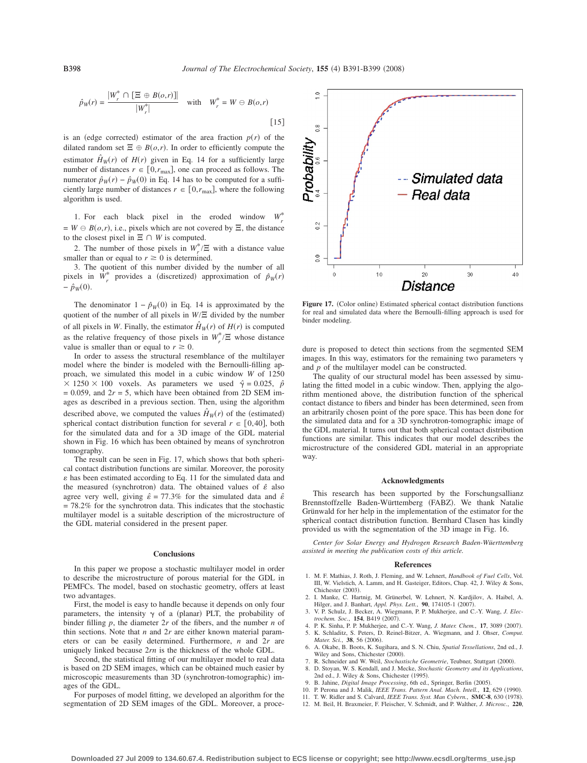$$\hat{p}_W(r) = \frac{|W_r^* \cap [\Xi \oplus B(o,r)]|}{|W_r^*|} \quad \text{with} \quad W_r^* = W \ominus B(o,r) \qquad [15]$$

is an (edge corrected) estimator of the area fraction $p(r)$ of the dilated random set $\Xi \oplus B(o,r)$. In order to efficiently compute the estimator $\hat{H}_W(r)$ of $H(r)$ given in Eq. 14 for a sufficiently large number of distances $r \in [0, r_{\max}]$, one can proceed as follows. The numerator $\hat{p}_W(r) - \hat{p}_W(0)$ in Eq. 14 has to be computed for a sufficiently large number of distances $r \in [0, r_{\max}]$, where the following algorithm is used.

1. For each black pixel in the eroded window $W_r^* = W \ominus B(o,r)$, i.e., pixels which are not covered by $\Xi$, the distance to the closest pixel in $\Xi \cap W$ is computed.

2. The number of those pixels in $W_r^*/\Xi$ with a distance value smaller than or equal to $r \geq 0$ is determined.

3. The quotient of this number divided by the number of all pixels in $W_r^*$ provides a (discretized) approximation of $\hat{p}_W(r) - \hat{p}_W(0)$.

The denominator $1 - \hat{p}_W(0)$ in Eq. 14 is approximated by the quotient of the number of all pixels in $W/\Xi$ divided by the number of all pixels in $W$. Finally, the estimator $\hat{H}_W(r)$ of $H(r)$ is computed as the relative frequency of those pixels in $W_r^*/\Xi$ whose distance value is smaller than or equal to $r \geq 0$.

In order to assess the structural resemblance of the multilayer model where the binder is modeled with the Bernoulli-filling approach, we simulated this model in a cubic window $W$ of $1250 \times 1250 \times 100$ voxels. As parameters we used $\hat{\gamma} = 0.025$, $\hat{p} = 0.059$, and $2r = 5$, which have been obtained from 2D SEM images as described in a previous section. Then, using the algorithm described above, we computed the values $\hat{H}_W(r)$ of the (estimated) spherical contact distribution function for several $r \in [0,40]$, both for the simulated data and for a 3D image of the GDL material shown in Fig. 16 which has been obtained by means of synchrotron tomography.

The result can be seen in Fig. 17, which shows that both spherical contact distribution functions are similar. Moreover, the porosity $\varepsilon$ has been estimated according to Eq. 11 for the simulated data and the measured (synchrotron) data. The obtained values of $\hat{\varepsilon}$ also agree very well, giving $\hat{\varepsilon} = 77.3\%$ for the simulated data and $\hat{\varepsilon} = 78.2\%$ for the synchrotron data. This indicates that the stochastic multilayer model is a suitable description of the microstructure of the GDL material considered in the present paper.

Figure 17. (Color online) Estimated spherical contact distribution functions for real and simulated data where the Bernoulli-filling approach is used for binder modeling.

## Conclusions

In this paper we propose a stochastic multilayer model in order to describe the microstructure of porous material for the GDL in PEMFCs. The model, based on stochastic geometry, offers at least two advantages.

First, the model is easy to handle because it depends on only four parameters, the intensity $\gamma$ of a (planar) PLT, the probability of binder filling $p$, the diameter $2r$ of the fibers, and the number $n$ of thin sections. Note that $n$ and $2r$ are either known material parameters or can be easily determined. Furthermore, $n$ and $2r$ are uniquely linked because $2rn$ is the thickness of the whole GDL.

Second, the statistical fitting of our multilayer model to real data is based on 2D SEM images, which can be obtained much easier by microscopic measurements than 3D (synchrotron-tomographic) images of the GDL.

For purposes of model fitting, we developed an algorithm for the segmentation of 2D SEM images of the GDL. Moreover, a procedure is proposed to detect thin sections from the segmented SEM images. In this way, estimators for the remaining two parameters $\gamma$ and $p$ of the multilayer model can be constructed.

The quality of our structural model has been assessed by simulating the fitted model in a cubic window. Then, applying the algorithm mentioned above, the distribution function of the spherical contact distance to fibers and binder has been determined, seen from an arbitrarily chosen point of the pore space. This has been done for the simulated data and for a 3D synchrotron-tomographic image of the GDL material. It turns out that both spherical contact distribution functions are similar. This indicates that our model describes the microstructure of the considered GDL material in an appropriate way.

## Acknowledgments

This research has been supported by the Forschungsallianz Brennstoffzelle Baden-Württemberg (FABZ). We thank Natalie Grünwald for her help in the implementation of the estimator for the spherical contact distribution function. Bernhard Clasen has kindly provided us with the segmentation of the 3D image in Fig. 16.

*Center for Solar Energy and Hydrogen Research Baden-Wüerttemberg assisted in meeting the publication costs of this article.*

## References

1. M. F. Mathias, J. Roth, J. Fleming, and W. Lehnert, *Handbook of Fuel Cells*, Vol. III, W. Vielstich, A. Lamm, and H. Gasteiger, Editors, Chap. 42, J. Wiley & Sons, Chichester (2003).
2. I. Manke, C. Hartnig, M. Grünerbel, W. Lehnert, N. Kardjilov, A. Haibel, A. Hilger, and J. Banhart, *Appl. Phys. Lett.*, **90**, 174105-1 (2007).
3. V. P. Schulz, J. Becker, A. Wiegmann, P. P. Mukherjee, and C.-Y. Wang, *J. Electrochem. Soc.*, **154**, B419 (2007).
4. P. K. Sinha, P. P. Mukherjee, and C.-Y. Wang, *J. Mater. Chem.*, **17**, 3089 (2007).
5. K. Schladitz, S. Peters, D. Reinel-Bitzer, A. Wiegmann, and J. Ohser, *Comput. Mater. Sci.*, **38**, 56 (2006).
6. A. Okabe, B. Boots, K. Sugihara, and S. N. Chiu, *Spatial Tessellations*, 2nd ed., J. Wiley and Sons, Chichester (2000).
7. R. Schneider and W. Weil, *Stochastische Geometrie*, Teubner, Stuttgart (2000).
8. D. Stoyan, W. S. Kendall, and J. Mecke, *Stochastic Geometry and its Applications*, 2nd ed., J. Wiley & Sons, Chichester (1995).
9. B. Jähne, *Digital Image Processing*, 6th ed., Springer, Berlin (2005).
10. P. Perona and J. Malik, *IEEE Trans. Pattern Anal. Mach. Intell.*, **12**, 629 (1990).
11. T. W. Ridler and S. Calvard, *IEEE Trans. Syst. Man Cybern.*, **SMC-8**, 630 (1978).
12. M. Beil, H. Braxmeier, F. Fleischer, V. Schmidt, and P. Walther, *J. Microsc.*, **220**,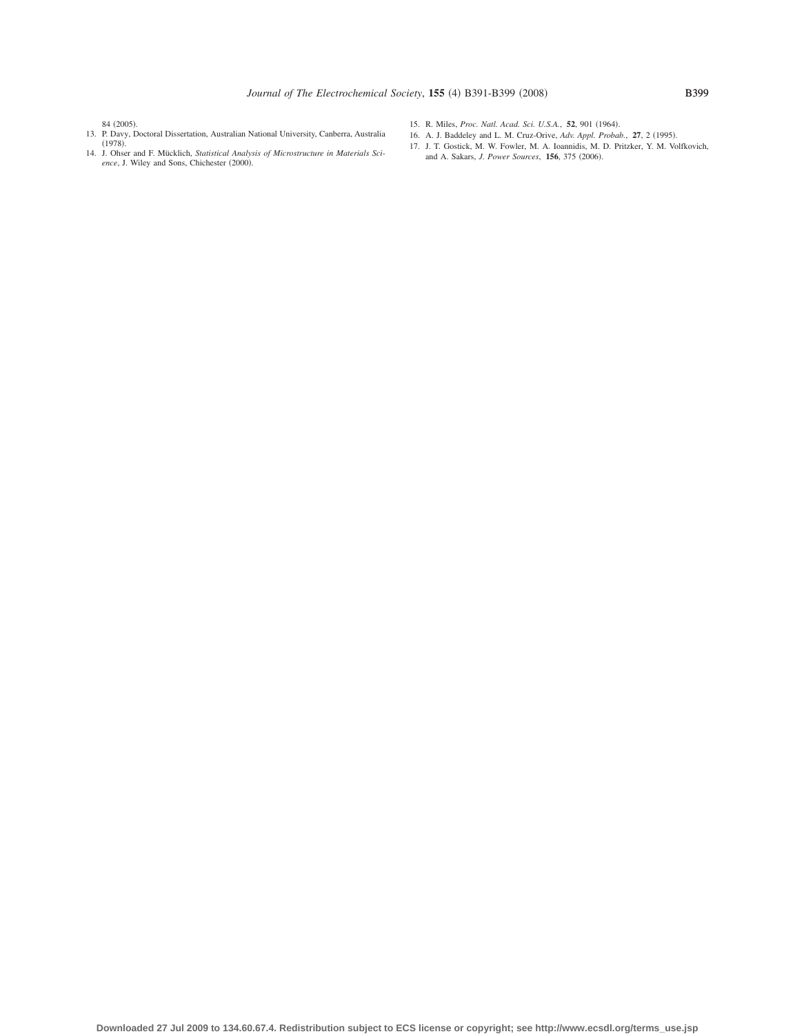84 (2005).

13. P. Davy, Doctoral Dissertation, Australian National University, Canberra, Australia (1978).
14. J. Ohser and F. Mücklich, *Statistical Analysis of Microstructure in Materials Science*, J. Wiley and Sons, Chichester (2000).
15. R. Miles, *Proc. Natl. Acad. Sci. U.S.A.*, **52**, 901 (1964).
16. A. J. Baddeley and L. M. Cruz-Orive, *Adv. Appl. Probab.*, **27**, 2 (1995).
17. J. T. Gostick, M. W. Fowler, M. A. Ioannidis, M. D. Pritzker, Y. M. Volfkovich, and A. Sakars, *J. Power Sources*, **156**, 375 (2006).